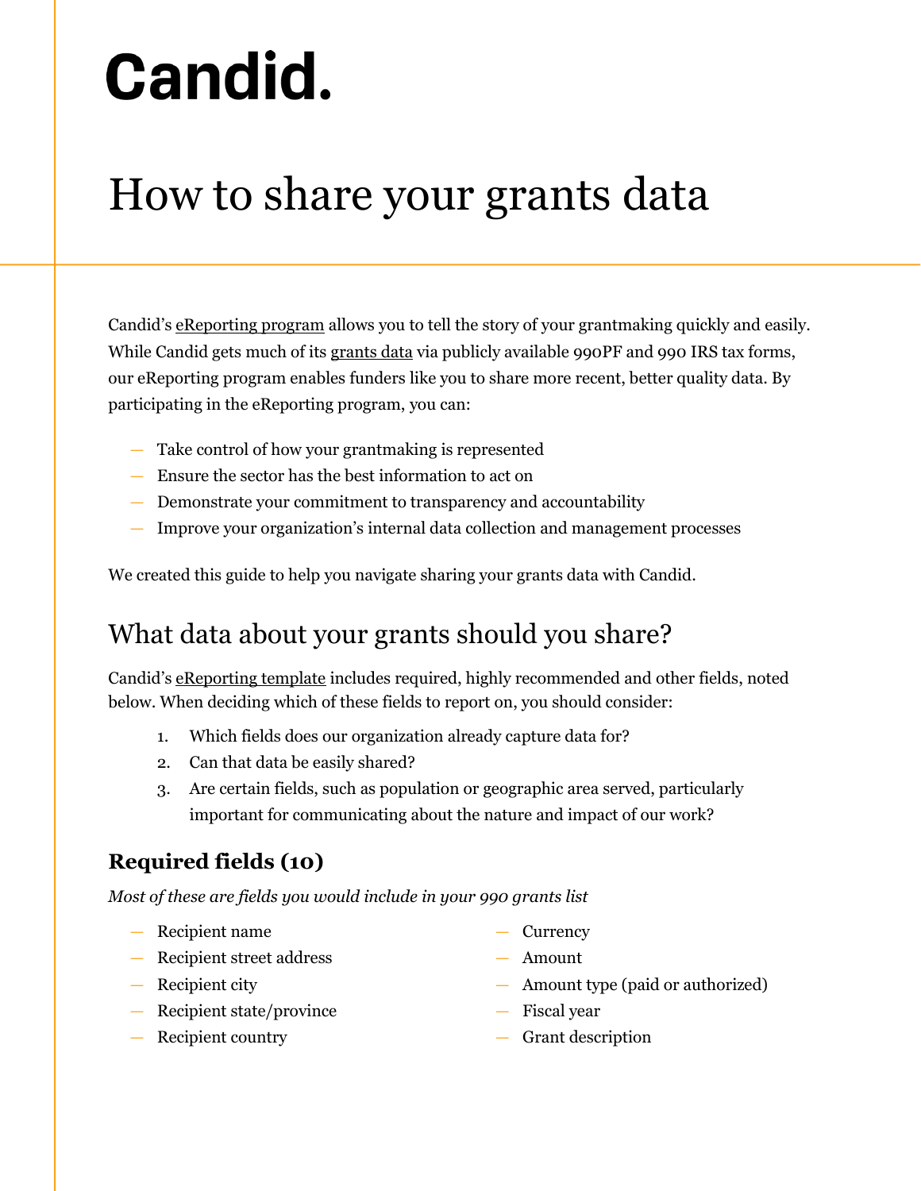# Candid.

# How to share your grants data

Candid's eReporting program allows you to tell the story of your grantmaking quickly and easily. While Candid gets much of its grants data via publicly available 990PF and 990 IRS tax forms, our eReporting program enables funders like you to share more recent, better quality data. By participating in the eReporting program, you can:

- Take control of how your grantmaking is represented
- Ensure the sector has the best information to act on
- Demonstrate your commitment to transparency and accountability
- Improve your organization's internal data collection and management processes

We created this guide to help you navigate sharing your grants data with Candid.

## What data about your grants should you share?

Candid's eReporting template includes required, highly recommended and other fields, noted below. When deciding which of these fields to report on, you should consider:

1. Which fields does our organization already capture data for?
2. Can that data be easily shared?
3. Are certain fields, such as population or geographic area served, particularly important for communicating about the nature and impact of our work?

### Required fields (10)

*Most of these are fields you would include in your 990 grants list*

- Recipient name
- Recipient street address
- Recipient city
- Recipient state/province
- Recipient country
- Currency
- Amount
- Amount type (paid or authorized)
- Fiscal year
- Grant description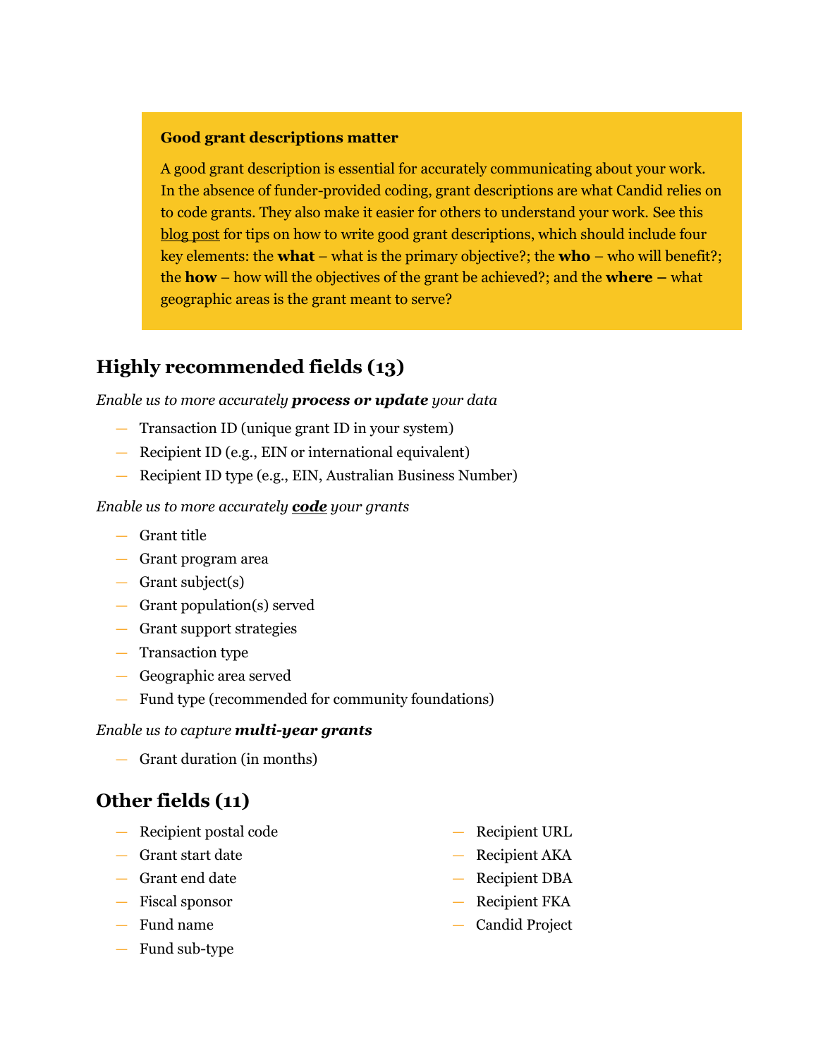> **Good grant descriptions matter**
>
> A good grant description is essential for accurately communicating about your work. In the absence of funder-provided coding, grant descriptions are what Candid relies on to code grants. They also make it easier for others to understand your work. See this blog post for tips on how to write good grant descriptions, which should include four key elements: the **what** – what is the primary objective?; the **who** – who will benefit?; the **how** – how will the objectives of the grant be achieved?; and the **where –** what geographic areas is the grant meant to serve?

## Highly recommended fields (13)

*Enable us to more accurately **process or update** your data*

- Transaction ID (unique grant ID in your system)
- Recipient ID (e.g., EIN or international equivalent)
- Recipient ID type (e.g., EIN, Australian Business Number)

*Enable us to more accurately **code** your grants*

- Grant title
- Grant program area
- Grant subject(s)
- Grant population(s) served
- Grant support strategies
- Transaction type
- Geographic area served
- Fund type (recommended for community foundations)

*Enable us to capture **multi-year grants***

- Grant duration (in months)

## Other fields (11)

- Recipient postal code
- Grant start date
- Grant end date
- Fiscal sponsor
- Fund name
- Fund sub-type
- Recipient URL
- Recipient AKA
- Recipient DBA
- Recipient FKA
- Candid Project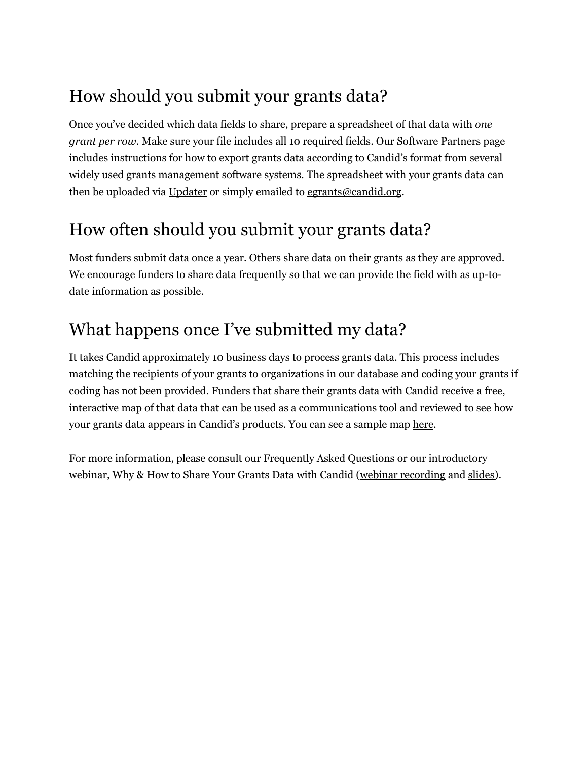## How should you submit your grants data?

Once you've decided which data fields to share, prepare a spreadsheet of that data with *one grant per row*. Make sure your file includes all 10 required fields. Our Software Partners page includes instructions for how to export grants data according to Candid's format from several widely used grants management software systems. The spreadsheet with your grants data can then be uploaded via Updater or simply emailed to egrants@candid.org.

## How often should you submit your grants data?

Most funders submit data once a year. Others share data on their grants as they are approved. We encourage funders to share data frequently so that we can provide the field with as up-to-date information as possible.

## What happens once I've submitted my data?

It takes Candid approximately 10 business days to process grants data. This process includes matching the recipients of your grants to organizations in our database and coding your grants if coding has not been provided. Funders that share their grants data with Candid receive a free, interactive map of that data that can be used as a communications tool and reviewed to see how your grants data appears in Candid's products. You can see a sample map here.

For more information, please consult our Frequently Asked Questions or our introductory webinar, Why & How to Share Your Grants Data with Candid (webinar recording and slides).